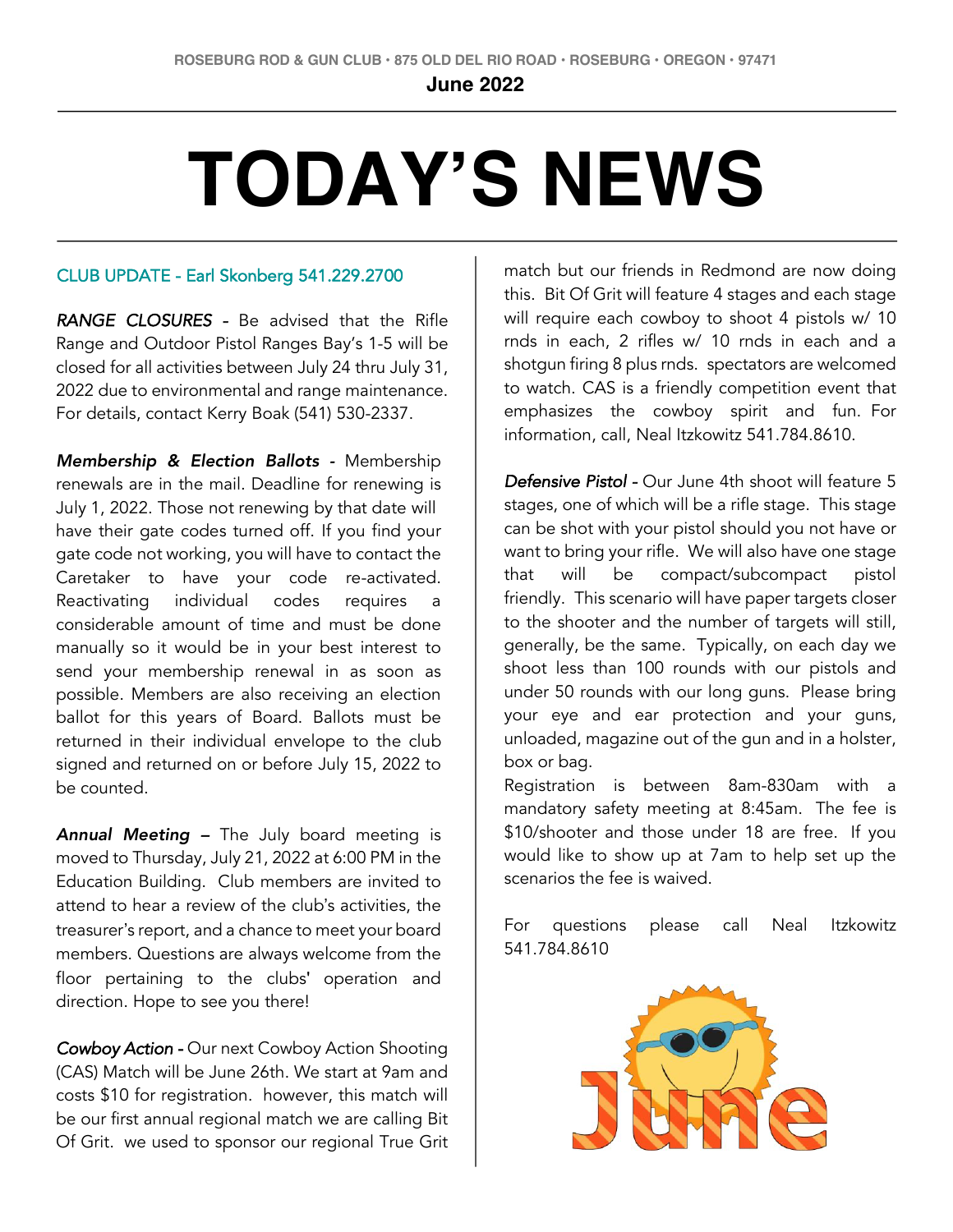ROSEBURG ROD & GUN CLUB • 875 OLD DEL RIO ROAD • ROSEBURG • OREGON • 97471

**June 2022**

# TODAY'S NEWS

## CLUB UPDATE - Earl Skonberg 541.229.2700

*RANGE CLOSURES* - Be advised that the Rifle Range and Outdoor Pistol Ranges Bay's 1-5 will be closed for all activities between July 24 thru July 31, 2022 due to environmental and range maintenance. For details, contact Kerry Boak (541) 530-2337.

***Membership & Election Ballots*** - Membership renewals are in the mail. Deadline for renewing is July 1, 2022. Those not renewing by that date will have their gate codes turned off. If you find your gate code not working, you will have to contact the Caretaker to have your code re-activated. Reactivating individual codes requires a considerable amount of time and must be done manually so it would be in your best interest to send your membership renewal in as soon as possible. Members are also receiving an election ballot for this years of Board. Ballots must be returned in their individual envelope to the club signed and returned on or before July 15, 2022 to be counted.

***Annual Meeting*** – The July board meeting is moved to Thursday, July 21, 2022 at 6:00 PM in the Education Building. Club members are invited to attend to hear a review of the club's activities, the treasurer's report, and a chance to meet your board members. Questions are always welcome from the floor pertaining to the clubs' operation and direction. Hope to see you there!

***Cowboy Action*** - Our next Cowboy Action Shooting (CAS) Match will be June 26th. We start at 9am and costs $10 for registration. however, this match will be our first annual regional match we are calling Bit Of Grit. we used to sponsor our regional True Grit match but our friends in Redmond are now doing this. Bit Of Grit will feature 4 stages and each stage will require each cowboy to shoot 4 pistols w/ 10 rnds in each, 2 rifles w/ 10 rnds in each and a shotgun firing 8 plus rnds. spectators are welcomed to watch. CAS is a friendly competition event that emphasizes the cowboy spirit and fun. For information, call, Neal Itzkowitz 541.784.8610.

***Defensive Pistol*** - Our June 4th shoot will feature 5 stages, one of which will be a rifle stage. This stage can be shot with your pistol should you not have or want to bring your rifle. We will also have one stage that will be compact/subcompact pistol friendly. This scenario will have paper targets closer to the shooter and the number of targets will still, generally, be the same. Typically, on each day we shoot less than 100 rounds with our pistols and under 50 rounds with our long guns. Please bring your eye and ear protection and your guns, unloaded, magazine out of the gun and in a holster, box or bag.

Registration is between 8am-830am with a mandatory safety meeting at 8:45am. The fee is $10/shooter and those under 18 are free. If you would like to show up at 7am to help set up the scenarios the fee is waived.

For questions please call Neal Itzkowitz 541.784.8610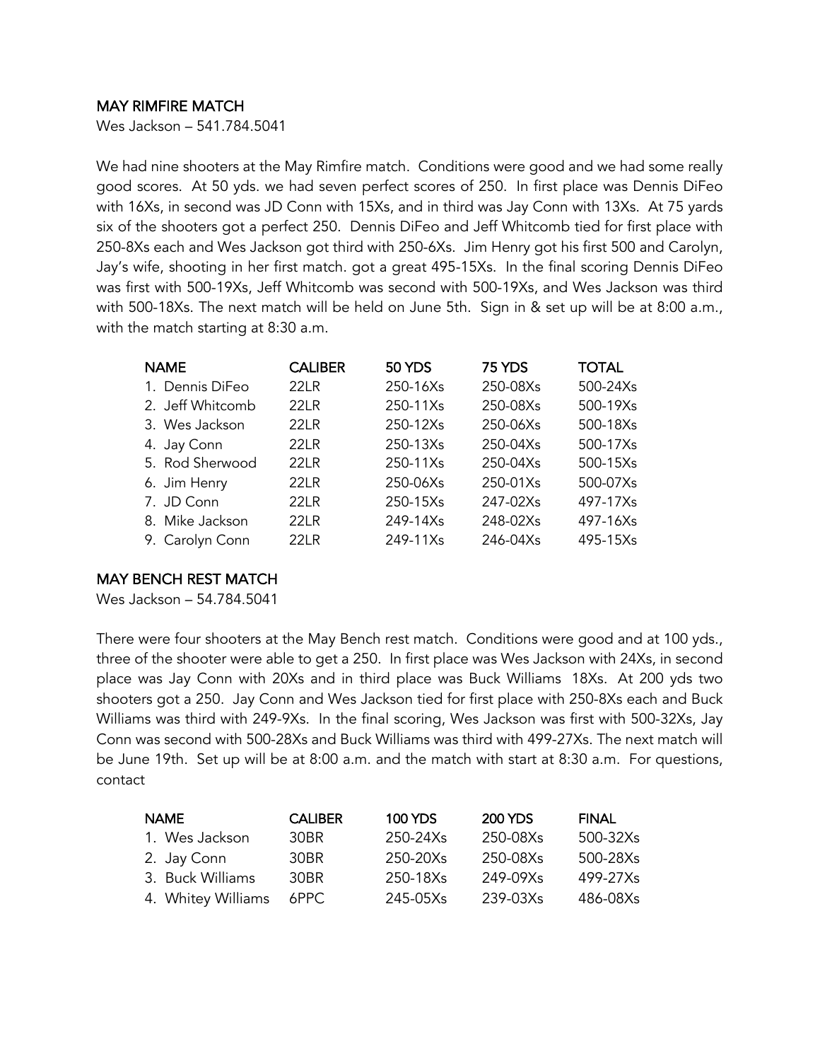## MAY RIMFIRE MATCH

Wes Jackson – 541.784.5041

We had nine shooters at the May Rimfire match. Conditions were good and we had some really good scores. At 50 yds. we had seven perfect scores of 250. In first place was Dennis DiFeo with 16Xs, in second was JD Conn with 15Xs, and in third was Jay Conn with 13Xs. At 75 yards six of the shooters got a perfect 250. Dennis DiFeo and Jeff Whitcomb tied for first place with 250-8Xs each and Wes Jackson got third with 250-6Xs. Jim Henry got his first 500 and Carolyn, Jay's wife, shooting in her first match. got a great 495-15Xs. In the final scoring Dennis DiFeo was first with 500-19Xs, Jeff Whitcomb was second with 500-19Xs, and Wes Jackson was third with 500-18Xs. The next match will be held on June 5th. Sign in & set up will be at 8:00 a.m., with the match starting at 8:30 a.m.

| NAME | CALIBER | 50 YDS | 75 YDS | TOTAL |
|---|---|---|---|---|
| 1. Dennis DiFeo | 22LR | 250-16Xs | 250-08Xs | 500-24Xs |
| 2. Jeff Whitcomb | 22LR | 250-11Xs | 250-08Xs | 500-19Xs |
| 3. Wes Jackson | 22LR | 250-12Xs | 250-06Xs | 500-18Xs |
| 4. Jay Conn | 22LR | 250-13Xs | 250-04Xs | 500-17Xs |
| 5. Rod Sherwood | 22LR | 250-11Xs | 250-04Xs | 500-15Xs |
| 6. Jim Henry | 22LR | 250-06Xs | 250-01Xs | 500-07Xs |
| 7. JD Conn | 22LR | 250-15Xs | 247-02Xs | 497-17Xs |
| 8. Mike Jackson | 22LR | 249-14Xs | 248-02Xs | 497-16Xs |
| 9. Carolyn Conn | 22LR | 249-11Xs | 246-04Xs | 495-15Xs |

## MAY BENCH REST MATCH

Wes Jackson – 54.784.5041

There were four shooters at the May Bench rest match. Conditions were good and at 100 yds., three of the shooter were able to get a 250. In first place was Wes Jackson with 24Xs, in second place was Jay Conn with 20Xs and in third place was Buck Williams 18Xs. At 200 yds two shooters got a 250. Jay Conn and Wes Jackson tied for first place with 250-8Xs each and Buck Williams was third with 249-9Xs. In the final scoring, Wes Jackson was first with 500-32Xs, Jay Conn was second with 500-28Xs and Buck Williams was third with 499-27Xs. The next match will be June 19th. Set up will be at 8:00 a.m. and the match with start at 8:30 a.m. For questions, contact

| NAME | CALIBER | 100 YDS | 200 YDS | FINAL |
|---|---|---|---|---|
| 1. Wes Jackson | 30BR | 250-24Xs | 250-08Xs | 500-32Xs |
| 2. Jay Conn | 30BR | 250-20Xs | 250-08Xs | 500-28Xs |
| 3. Buck Williams | 30BR | 250-18Xs | 249-09Xs | 499-27Xs |
| 4. Whitey Williams | 6PPC | 245-05Xs | 239-03Xs | 486-08Xs |